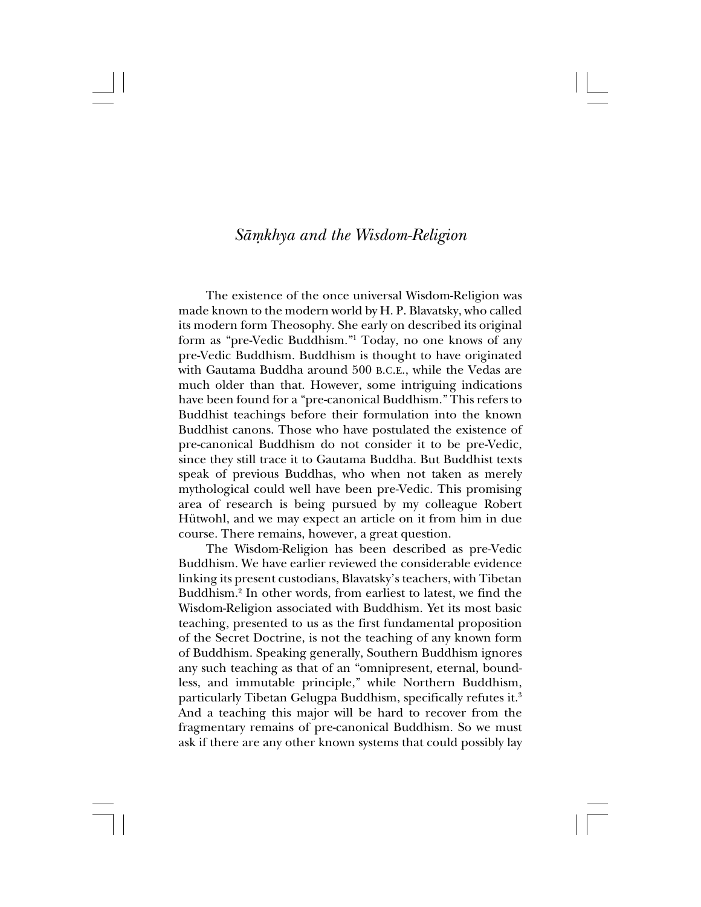# *Sāṃkhya and the Wisdom-Religion*

The existence of the once universal Wisdom-Religion was made known to the modern world by H. P. Blavatsky, who called its modern form Theosophy. She early on described its original form as "pre-Vedic Buddhism."[1] Today, no one knows of any pre-Vedic Buddhism. Buddhism is thought to have originated with Gautama Buddha around 500 B.C.E., while the Vedas are much older than that. However, some intriguing indications have been found for a "pre-canonical Buddhism." This refers to Buddhist teachings before their formulation into the known Buddhist canons. Those who have postulated the existence of pre-canonical Buddhism do not consider it to be pre-Vedic, since they still trace it to Gautama Buddha. But Buddhist texts speak of previous Buddhas, who when not taken as merely mythological could well have been pre-Vedic. This promising area of research is being pursued by my colleague Robert Hütwohl, and we may expect an article on it from him in due course. There remains, however, a great question.

The Wisdom-Religion has been described as pre-Vedic Buddhism. We have earlier reviewed the considerable evidence linking its present custodians, Blavatsky's teachers, with Tibetan Buddhism.[2] In other words, from earliest to latest, we find the Wisdom-Religion associated with Buddhism. Yet its most basic teaching, presented to us as the first fundamental proposition of the Secret Doctrine, is not the teaching of any known form of Buddhism. Speaking generally, Southern Buddhism ignores any such teaching as that of an "omnipresent, eternal, boundless, and immutable principle," while Northern Buddhism, particularly Tibetan Gelugpa Buddhism, specifically refutes it.[3] And a teaching this major will be hard to recover from the fragmentary remains of pre-canonical Buddhism. So we must ask if there are any other known systems that could possibly lay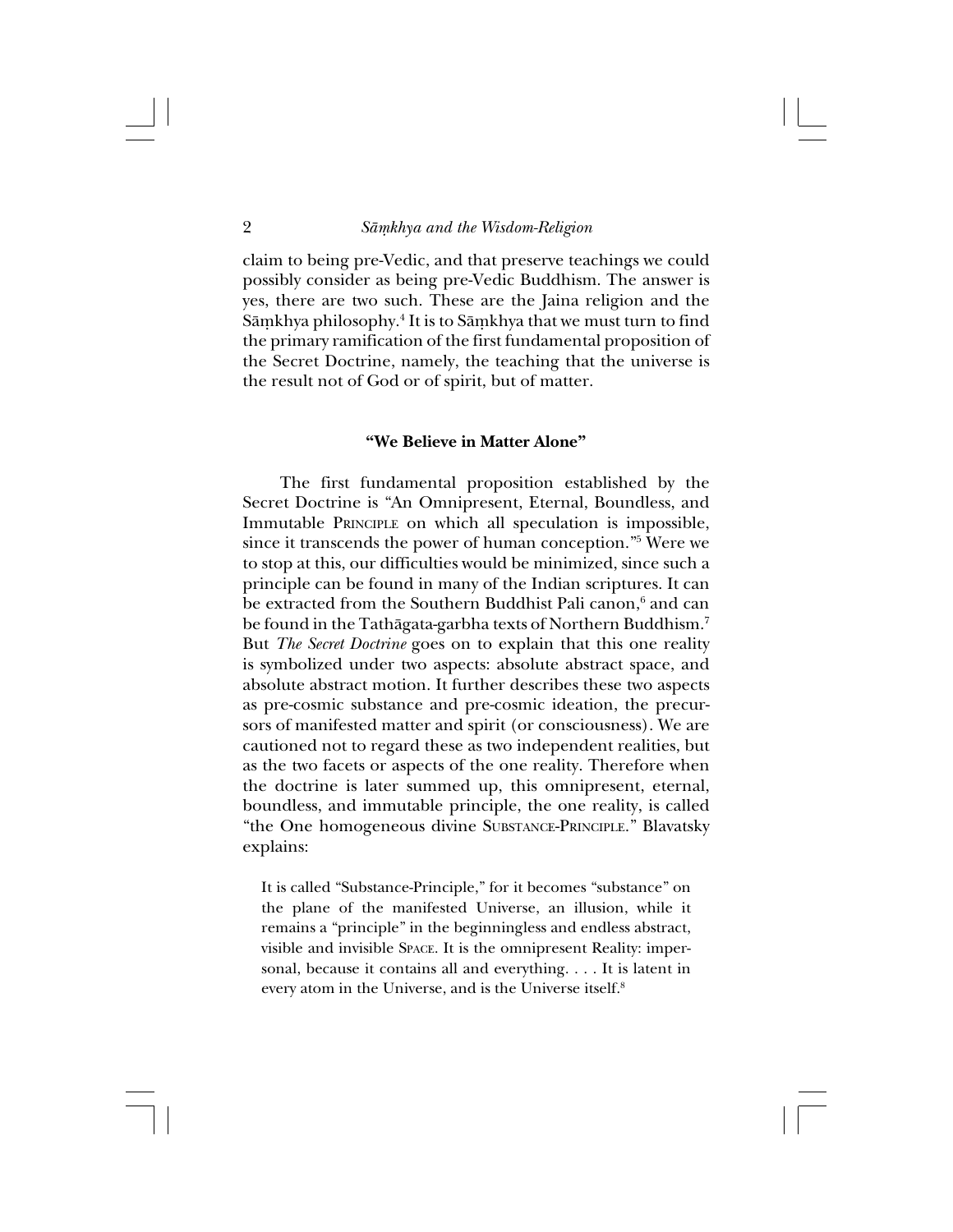claim to being pre-Vedic, and that preserve teachings we could possibly consider as being pre-Vedic Buddhism. The answer is yes, there are two such. These are the Jaina religion and the Sāṃkhya philosophy.[4] It is to Sāṃkhya that we must turn to find the primary ramification of the first fundamental proposition of the Secret Doctrine, namely, the teaching that the universe is the result not of God or of spirit, but of matter.

### "We Believe in Matter Alone"

The first fundamental proposition established by the Secret Doctrine is "An Omnipresent, Eternal, Boundless, and Immutable PRINCIPLE on which all speculation is impossible, since it transcends the power of human conception."[5] Were we to stop at this, our difficulties would be minimized, since such a principle can be found in many of the Indian scriptures. It can be extracted from the Southern Buddhist Pali canon,[6] and can be found in the Tathāgata-garbha texts of Northern Buddhism.[7] But *The Secret Doctrine* goes on to explain that this one reality is symbolized under two aspects: absolute abstract space, and absolute abstract motion. It further describes these two aspects as pre-cosmic substance and pre-cosmic ideation, the precursors of manifested matter and spirit (or consciousness). We are cautioned not to regard these as two independent realities, but as the two facets or aspects of the one reality. Therefore when the doctrine is later summed up, this omnipresent, eternal, boundless, and immutable principle, the one reality, is called "the One homogeneous divine SUBSTANCE-PRINCIPLE." Blavatsky explains:

> It is called "Substance-Principle," for it becomes "substance" on the plane of the manifested Universe, an illusion, while it remains a "principle" in the beginningless and endless abstract, visible and invisible SPACE. It is the omnipresent Reality: impersonal, because it contains all and everything. . . . It is latent in every atom in the Universe, and is the Universe itself.[8]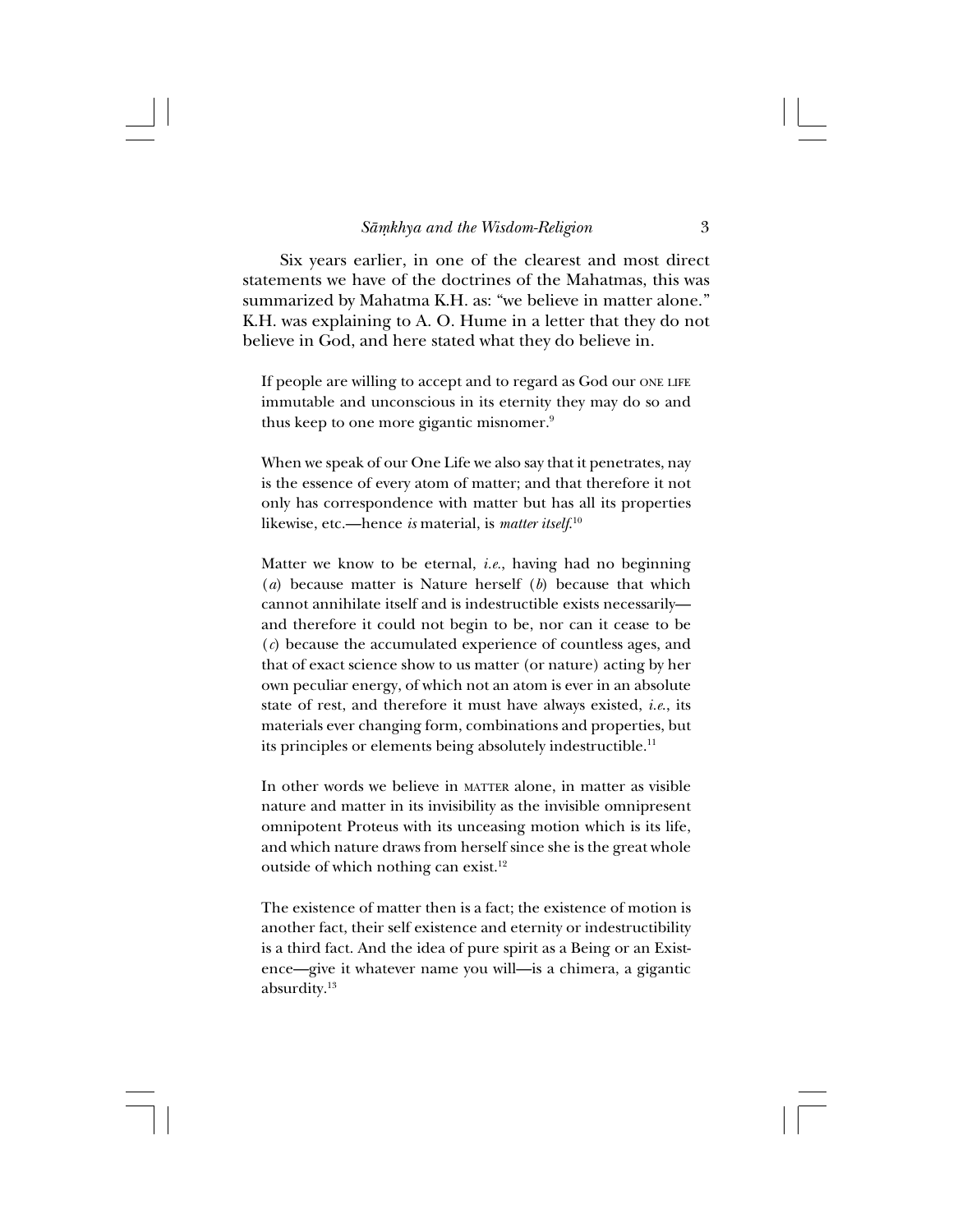Six years earlier, in one of the clearest and most direct statements we have of the doctrines of the Mahatmas, this was summarized by Mahatma K.H. as: "we believe in matter alone." K.H. was explaining to A. O. Hume in a letter that they do not believe in God, and here stated what they do believe in.

> If people are willing to accept and to regard as God our ONE LIFE immutable and unconscious in its eternity they may do so and thus keep to one more gigantic misnomer.[9]

> When we speak of our One Life we also say that it penetrates, nay is the essence of every atom of matter; and that therefore it not only has correspondence with matter but has all its properties likewise, etc.—hence *is* material, is *matter itself*.[10]

> Matter we know to be eternal, *i.e.*, having had no beginning (*a*) because matter is Nature herself (*b*) because that which cannot annihilate itself and is indestructible exists necessarily—and therefore it could not begin to be, nor can it cease to be (*c*) because the accumulated experience of countless ages, and that of exact science show to us matter (or nature) acting by her own peculiar energy, of which not an atom is ever in an absolute state of rest, and therefore it must have always existed, *i.e.*, its materials ever changing form, combinations and properties, but its principles or elements being absolutely indestructible.[11]

> In other words we believe in MATTER alone, in matter as visible nature and matter in its invisibility as the invisible omnipresent omnipotent Proteus with its unceasing motion which is its life, and which nature draws from herself since she is the great whole outside of which nothing can exist.[12]

> The existence of matter then is a fact; the existence of motion is another fact, their self existence and eternity or indestructibility is a third fact. And the idea of pure spirit as a Being or an Existence—give it whatever name you will—is a chimera, a gigantic absurdity.[13]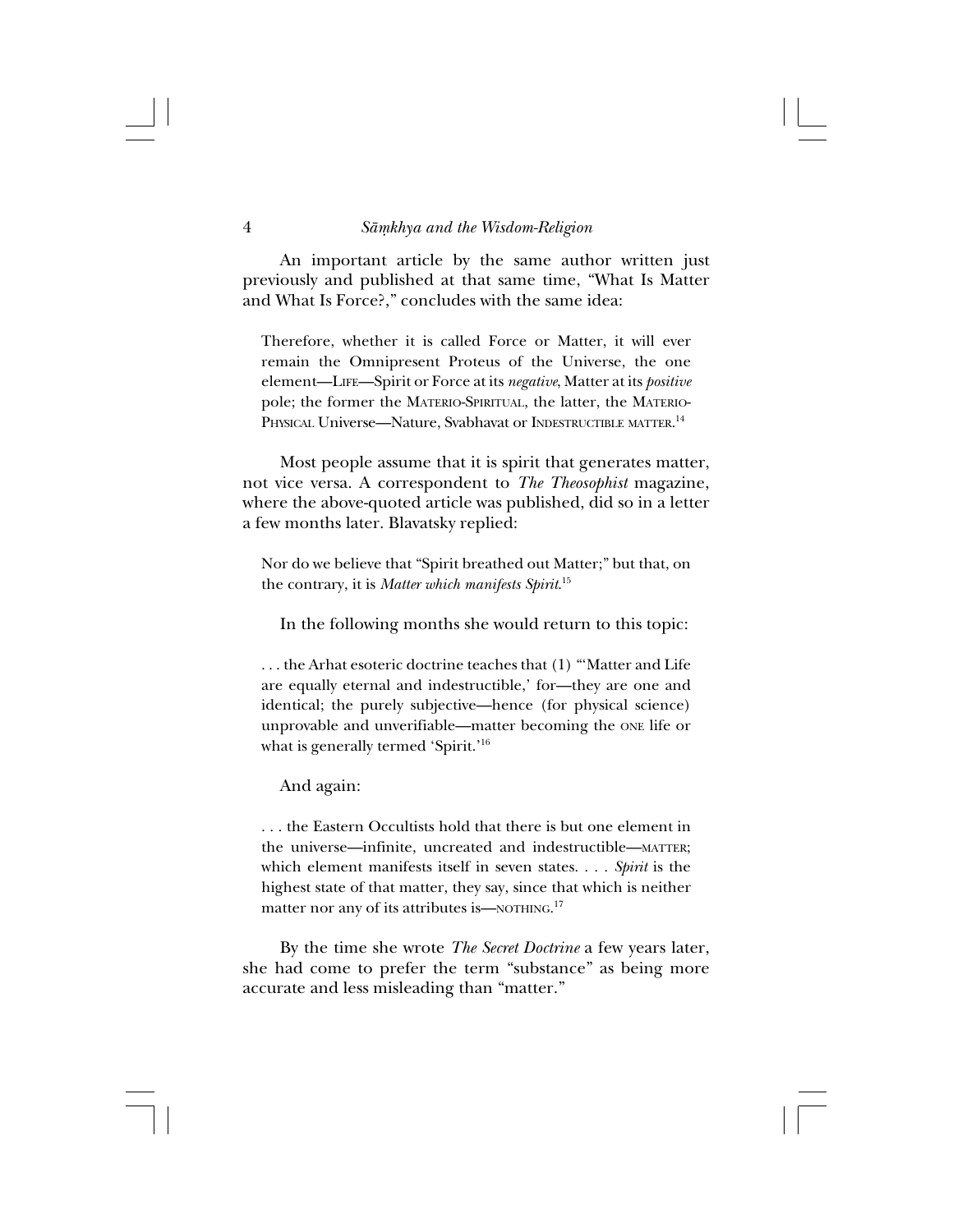An important article by the same author written just previously and published at that same time, "What Is Matter and What Is Force?," concludes with the same idea:

> Therefore, whether it is called Force or Matter, it will ever remain the Omnipresent Proteus of the Universe, the one element—LIFE—Spirit or Force at its *negative*, Matter at its *positive* pole; the former the MATERIO-SPIRITUAL, the latter, the MATERIO-PHYSICAL Universe—Nature, Svabhavat or INDESTRUCTIBLE MATTER.[14]

Most people assume that it is spirit that generates matter, not vice versa. A correspondent to *The Theosophist* magazine, where the above-quoted article was published, did so in a letter a few months later. Blavatsky replied:

> Nor do we believe that "Spirit breathed out Matter;" but that, on the contrary, it is *Matter which manifests Spirit*.[15]

In the following months she would return to this topic:

> . . . the Arhat esoteric doctrine teaches that (1) "'Matter and Life are equally eternal and indestructible,' for—they are one and identical; the purely subjective—hence (for physical science) unprovable and unverifiable—matter becoming the ONE life or what is generally termed 'Spirit.'[16]

And again:

> . . . the Eastern Occultists hold that there is but one element in the universe—infinite, uncreated and indestructible—MATTER; which element manifest itself in seven states. . . . *Spirit* is the highest state of that matter, they say, since that which is neither matter nor any of its attributes is—NOTHING.[17]

By the time she wrote *The Secret Doctrine* a few years later, she had come to prefer the term "substance" as being more accurate and less misleading than "matter."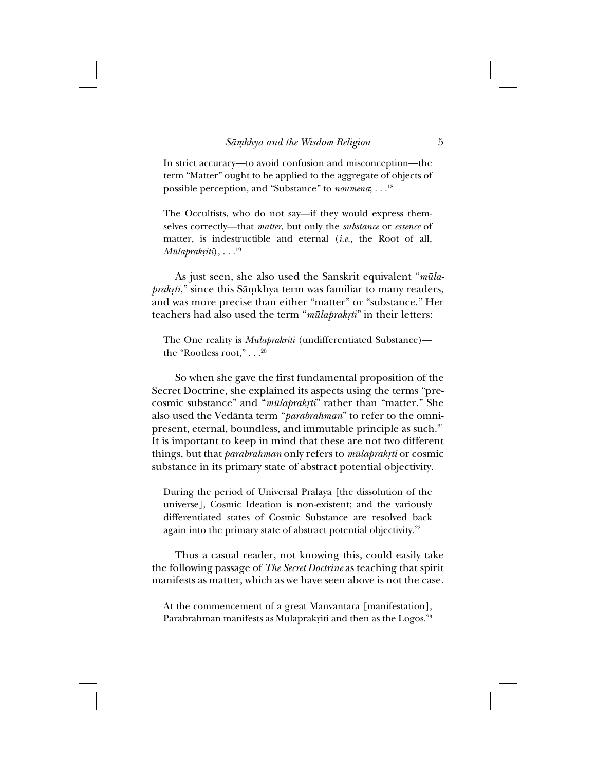> In strict accuracy—to avoid confusion and misconception—the term "Matter" ought to be applied to the aggregate of objects of possible perception, and "Substance" to *noumena*; . . .[18]

> The Occultists, who do not say—if they would express themselves correctly—that *matter*, but only the *substance* or *essence* of matter, is indestructible and eternal (*i.e.*, the Root of all, *Mūlaprakṛiti*), . . .[19]

As just seen, she also used the Sanskrit equivalent "*mūlaprakṛti*," since this Sāṃkhya term was familiar to many readers, and was more precise than either "matter" or "substance." Her teachers had also used the term "*mūlaprakṛti*" in their letters:

> The One reality is *Mulaprakriti* (undifferentiated Substance)—the "Rootless root," . . .[20]

So when she gave the first fundamental proposition of the Secret Doctrine, she explained its aspects using the terms "precosmic substance" and "*mūlaprakṛti*" rather than "matter." She also used the Vedānta term "*parabrahman*" to refer to the omnipresent, eternal, boundless, and immutable principle as such.[21] It is important to keep in mind that these are not two different things, but that *parabrahman* only refers to *mūlaprakṛti* or cosmic substance in its primary state of abstract potential objectivity.

> During the period of Universal Pralaya [the dissolution of the universe], Cosmic Ideation is non-existent; and the variously differentiated states of Cosmic Substance are resolved back again into the primary state of abstract potential objectivity.[22]

Thus a casual reader, not knowing this, could easily take the following passage of *The Secret Doctrine* as teaching that spirit manifests as matter, which as we have seen above is not the case.

> At the commencement of a great Manvantara [manifestation], Parabrahman manifests as Mūlaprakṛiti and then as the Logos.[23]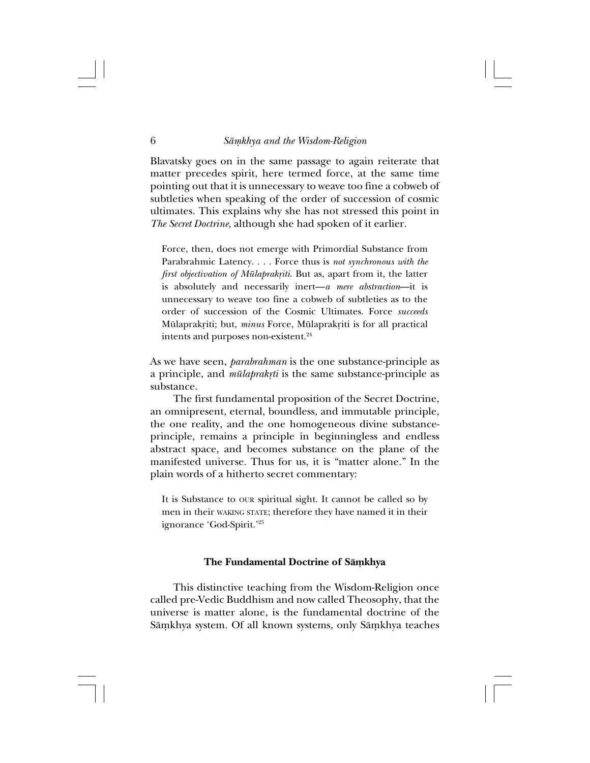Blavatsky goes on in the same passage to again reiterate that matter precedes spirit, here termed force, at the same time pointing out that it is unnecessary to weave too fine a cobweb of subtleties when speaking of the order of succession of cosmic ultimates. This explains why she has not stressed this point in *The Secret Doctrine*, although she had spoken of it earlier.

> Force, then, does not emerge with Primordial Substance from Parabrahmic Latency. . . . Force thus is *not synchronous with the first objectivation of Mūlaprakṛiti*. But as, apart from it, the latter is absolutely and necessarily inert—*a mere abstraction*—it is unnecessary to weave too fine a cobweb of subtleties as to the order of succession of the Cosmic Ultimates. Force *succeeds* Mūlaprakṛiti; but, *minus* Force, Mūlaprakṛiti is for all practical intents and purposes non-existent.[24]

As we have seen, *parabrahman* is the one substance-principle as a principle, and *mūlaprakṛti* is the same substance-principle as substance.

The first fundamental proposition of the Secret Doctrine, an omnipresent, eternal, boundless, and immutable principle, the one reality, and the one homogeneous divine substance-principle, remains a principle in beginningless and endless abstract space, and becomes substance on the plane of the manifested universe. Thus for us, it is "matter alone." In the plain words of a hitherto secret commentary:

> It is Substance to OUR spiritual sight. It cannot be called so by men in their WAKING STATE; therefore they have named it in their ignorance 'God-Spirit.'[25]

### The Fundamental Doctrine of Sāṃkhya

This distinctive teaching from the Wisdom-Religion once called pre-Vedic Buddhism and now called Theosophy, that the universe is matter alone, is the fundamental doctrine of the Sāṃkhya system. Of all known systems, only Sāṃkhya teaches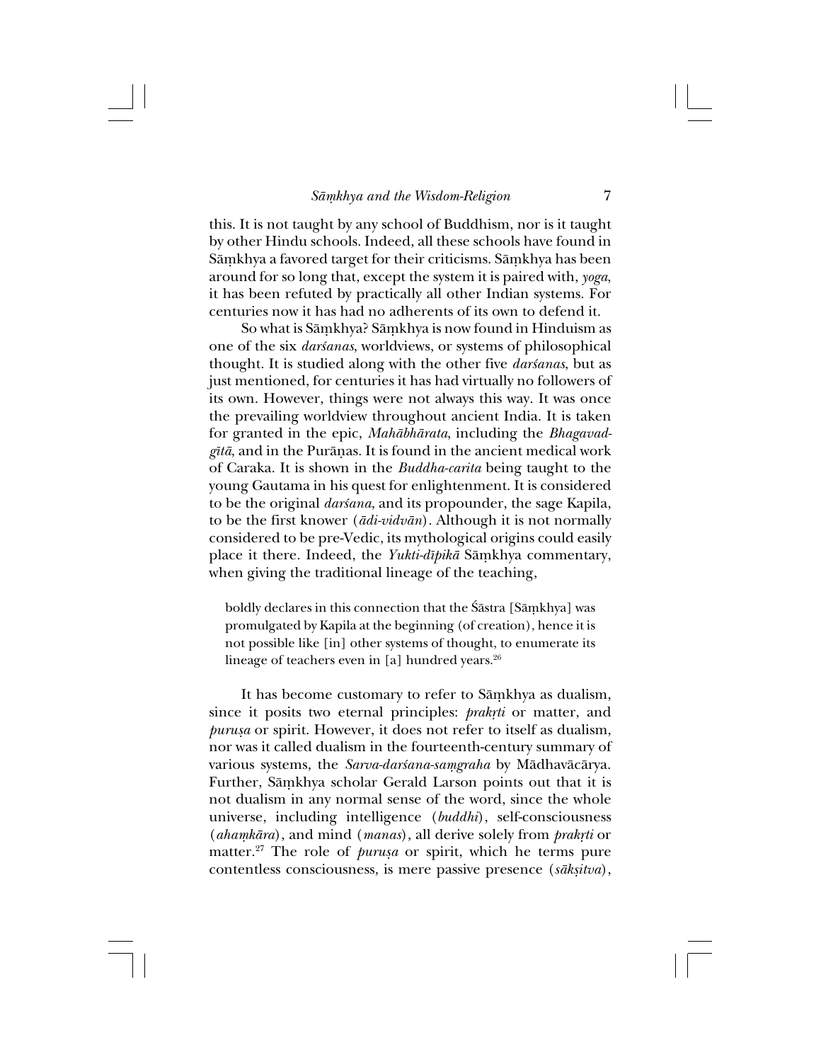this. It is not taught by any school of Buddhism, nor is it taught by other Hindu schools. Indeed, all these schools have found in Sāṃkhya a favored target for their criticisms. Sāṃkhya has been around for so long that, except the system it is paired with, *yoga*, it has been refuted by practically all other Indian systems. For centuries now it has had no adherents of its own to defend it.

So what is Sāṃkhya? Sāṃkhya is now found in Hinduism as one of the six *darśanas*, worldviews, or systems of philosophical thought. It is studied along with the other five *darśanas*, but as just mentioned, for centuries it has had virtually no followers of its own. However, things were not always this way. It was once the prevailing worldview throughout ancient India. It is taken for granted in the epic, *Mahābhārata*, including the *Bhagavad-gītā*, and in the Purāṇas. It is found in the ancient medical work of Caraka. It is shown in the *Buddha-carita* being taught to the young Gautama in his quest for enlightenment. It is considered to be the original *darśana*, and its propounder, the sage Kapila, to be the first knower (*ādi-vidvān*). Although it is not normally considered to be pre-Vedic, its mythological origins could easily place it there. Indeed, the *Yukti-dīpikā* Sāṃkhya commentary, when giving the traditional lineage of the teaching,

> boldly declares in this connection that the Śāstra [Sāṃkhya] was promulgated by Kapila at the beginning (of creation), hence it is not possible like [in] other systems of thought, to enumerate its lineage of teachers even in [a] hundred years.[26]

It has become customary to refer to Sāṃkhya as dualism, since it posits two eternal principles: *prakṛti* or matter, and *puruṣa* or spirit. However, it does not refer to itself as dualism, nor was it called dualism in the fourteenth-century summary of various systems, the *Sarva-darśana-saṃgraha* by Mādhavācārya. Further, Sāṃkhya scholar Gerald Larson points out that it is not dualism in any normal sense of the word, since the whole universe, including intelligence (*buddhi*), self-consciousness (*ahaṃkāra*), and mind (*manas*), all derive solely from *prakṛti* or matter.[27] The role of *puruṣa* or spirit, which he terms pure contentless consciousness, is mere passive presence (*sākṣitva*),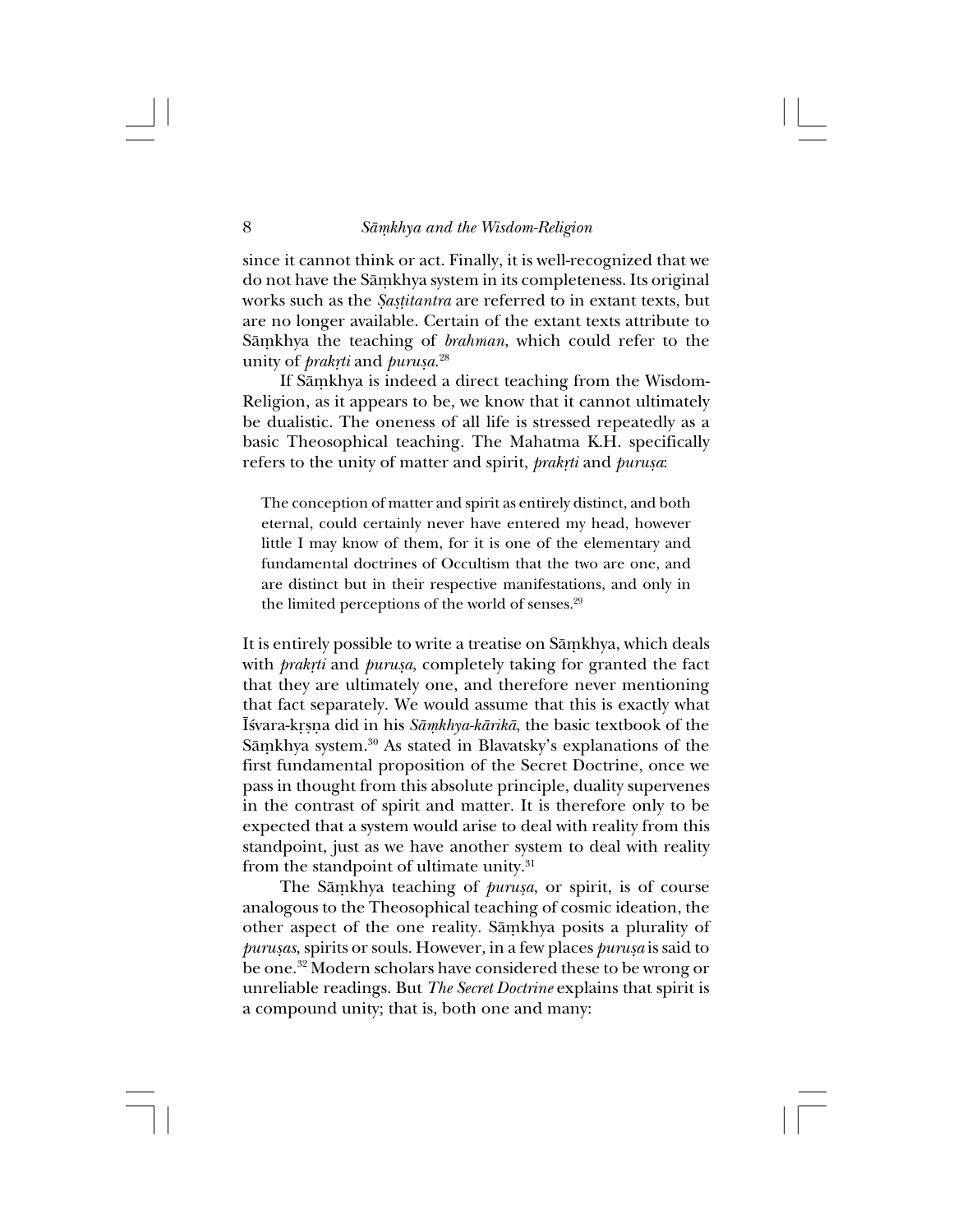since it cannot think or act. Finally, it is well-recognized that we do not have the Sāṃkhya system in its completeness. Its original works such as the *Ṣaṣṭitantra* are referred to in extant texts, but are no longer available. Certain of the extant texts attribute to Sāṃkhya the teaching of *brahman*, which could refer to the unity of *prakṛti* and *puruṣa*.[28]

If Sāṃkhya is indeed a direct teaching from the Wisdom-Religion, as it appears to be, we know that it cannot ultimately be dualistic. The oneness of all life is stressed repeatedly as a basic Theosophical teaching. The Mahatma K.H. specifically refers to the unity of matter and spirit, *prakṛti* and *puruṣa*:

> The conception of matter and spirit as entirely distinct, and both eternal, could certainly never have entered my head, however little I may know of them, for it is one of the elementary and fundamental doctrines of Occultism that the two are one, and are distinct but in their respective manifestations, and only in the limited perceptions of the world of senses.[29]

It is entirely possible to write a treatise on Sāṃkhya, which deals with *prakṛti* and *puruṣa*, completely taking for granted the fact that they are ultimately one, and therefore never mentioning that fact separately. We would assume that this is exactly what Īśvara-kṛṣṇa did in his *Sāṃkhya-kārikā*, the basic textbook of the Sāṃkhya system.[30] As stated in Blavatsky's explanations of the first fundamental proposition of the Secret Doctrine, once we pass in thought from this absolute principle, duality supervenes in the contrast of spirit and matter. It is therefore only to be expected that a system would arise to deal with reality from this standpoint, just as we have another system to deal with reality from the standpoint of ultimate unity.[31]

The Sāṃkhya teaching of *puruṣa*, or spirit, is of course analogous to the Theosophical teaching of cosmic ideation, the other aspect of the one reality. Sāṃkhya posits a plurality of *puruṣas*, spirits or souls. However, in a few places *puruṣa* is said to be one.[32] Modern scholars have considered these to be wrong or unreliable readings. But *The Secret Doctrine* explains that spirit is a compound unity; that is, both one and many: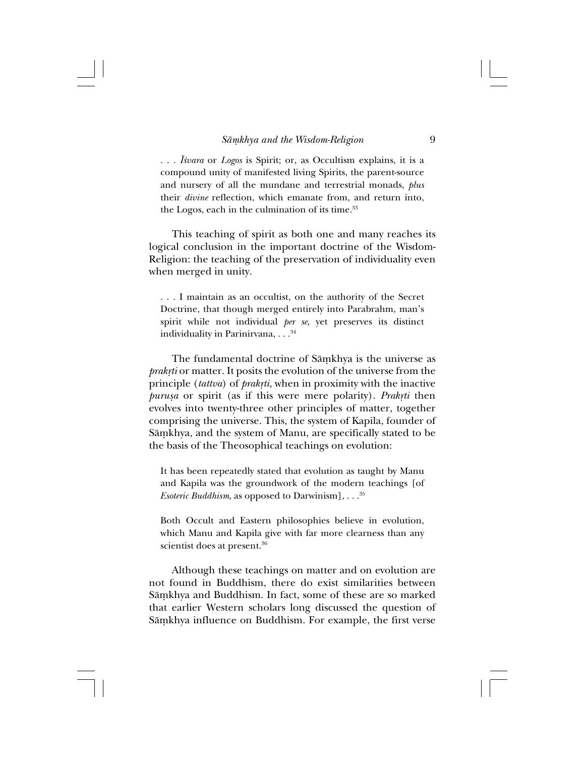> . . . *Īśvara* or *Logos* is Spirit; or, as Occultism explains, it is a compound unity of manifested living Spirits, the parent-source and nursery of all the mundane and terrestrial monads, *plus* their *divine* reflection, which emanate from, and return into, the Logos, each in the culmination of its time.[33]

This teaching of spirit as both one and many reaches its logical conclusion in the important doctrine of the Wisdom-Religion: the teaching of the preservation of individuality even when merged in unity.

> . . . I maintain as an occultist, on the authority of the Secret Doctrine, that though merged entirely into Parabrahm, man's spirit while not individual *per se*, yet preserves its distinct individuality in Parinirvana, . . .[34]

The fundamental doctrine of Sāṃkhya is the universe as *prakṛti* or matter. It posits the evolution of the universe from the principle (*tattva*) of *prakṛti*, when in proximity with the inactive *puruṣa* or spirit (as if this were mere polarity). *Prakṛti* then evolves into twenty-three other principles of matter, together comprising the universe. This, the system of Kapila, founder of Sāṃkhya, and the system of Manu, are specifically stated to be the basis of the Theosophical teachings on evolution:

> It has been repeatedly stated that evolution as taught by Manu and Kapila was the groundwork of the modern teachings [of *Esoteric Buddhism*, as opposed to Darwinism], . . .[35]

> Both Occult and Eastern philosophies believe in evolution, which Manu and Kapila give with far more clearness than any scientist does at present.[36]

Although these teachings on matter and on evolution are not found in Buddhism, there do exist similarities between Sāṃkhya and Buddhism. In fact, some of these are so marked that earlier Western scholars long discussed the question of Sāṃkhya influence on Buddhism. For example, the first verse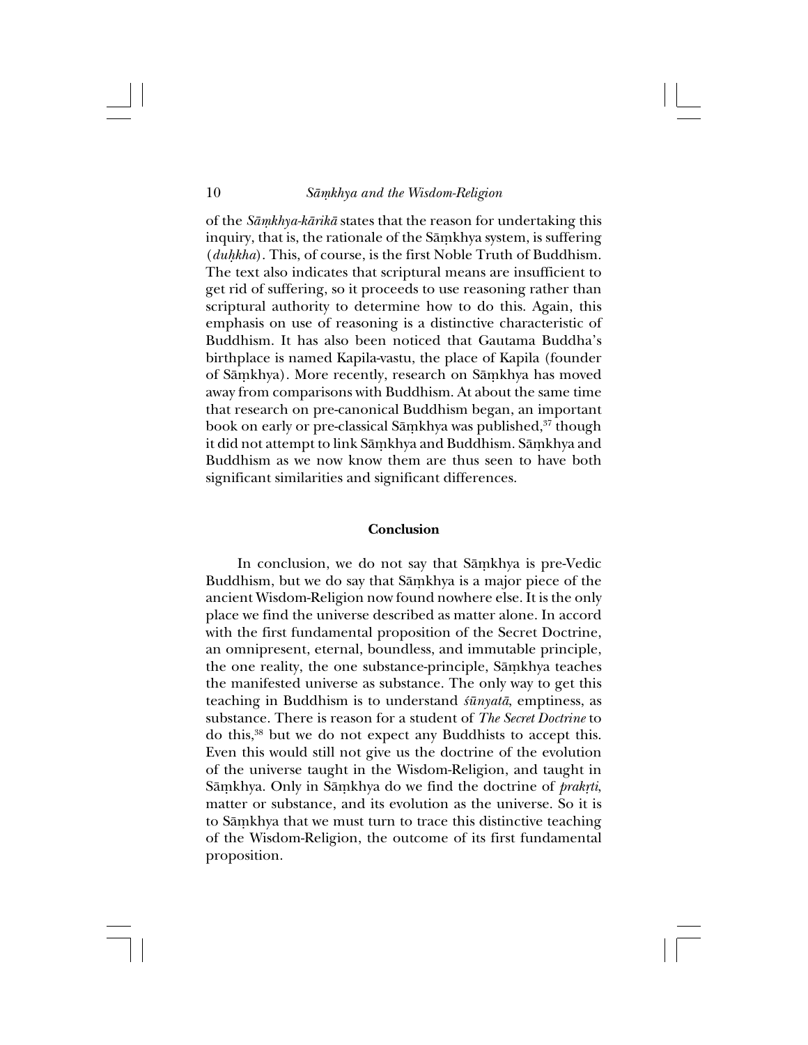of the *Sāṃkhya-kārikā* states that the reason for undertaking this inquiry, that is, the rationale of the Sāṃkhya system, is suffering (*duḥkha*). This, of course, is the first Noble Truth of Buddhism. The text also indicates that scriptural means are insufficient to get rid of suffering, so it proceeds to use reasoning rather than scriptural authority to determine how to do this. Again, this emphasis on use of reasoning is a distinctive characteristic of Buddhism. It has also been noticed that Gautama Buddha's birthplace is named Kapila-vastu, the place of Kapila (founder of Sāṃkhya). More recently, research on Sāṃkhya has moved away from comparisons with Buddhism. At about the same time that research on pre-canonical Buddhism began, an important book on early or pre-classical Sāṃkhya was published,[37] though it did not attempt to link Sāṃkhya and Buddhism. Sāṃkhya and Buddhism as we now know them are thus seen to have both significant similarities and significant differences.

**Conclusion**

In conclusion, we do not say that Sāṃkhya is pre-Vedic Buddhism, but we do say that Sāṃkhya is a major piece of the ancient Wisdom-Religion now found nowhere else. It is the only place we find the universe described as matter alone. In accord with the first fundamental proposition of the Secret Doctrine, an omnipresent, eternal, boundless, and immutable principle, the one reality, the one substance-principle, Sāṃkhya teaches the manifested universe as substance. The only way to get this teaching in Buddhism is to understand *śūnyatā*, emptiness, as substance. There is reason for a student of *The Secret Doctrine* to do this,[38] but we do not expect any Buddhists to accept this. Even this would still not give us the doctrine of the evolution of the universe taught in the Wisdom-Religion, and taught in Sāṃkhya. Only in Sāṃkhya do we find the doctrine of *prakṛti*, matter or substance, and its evolution as the universe. So it is to Sāṃkhya that we must turn to trace this distinctive teaching of the Wisdom-Religion, the outcome of its first fundamental proposition.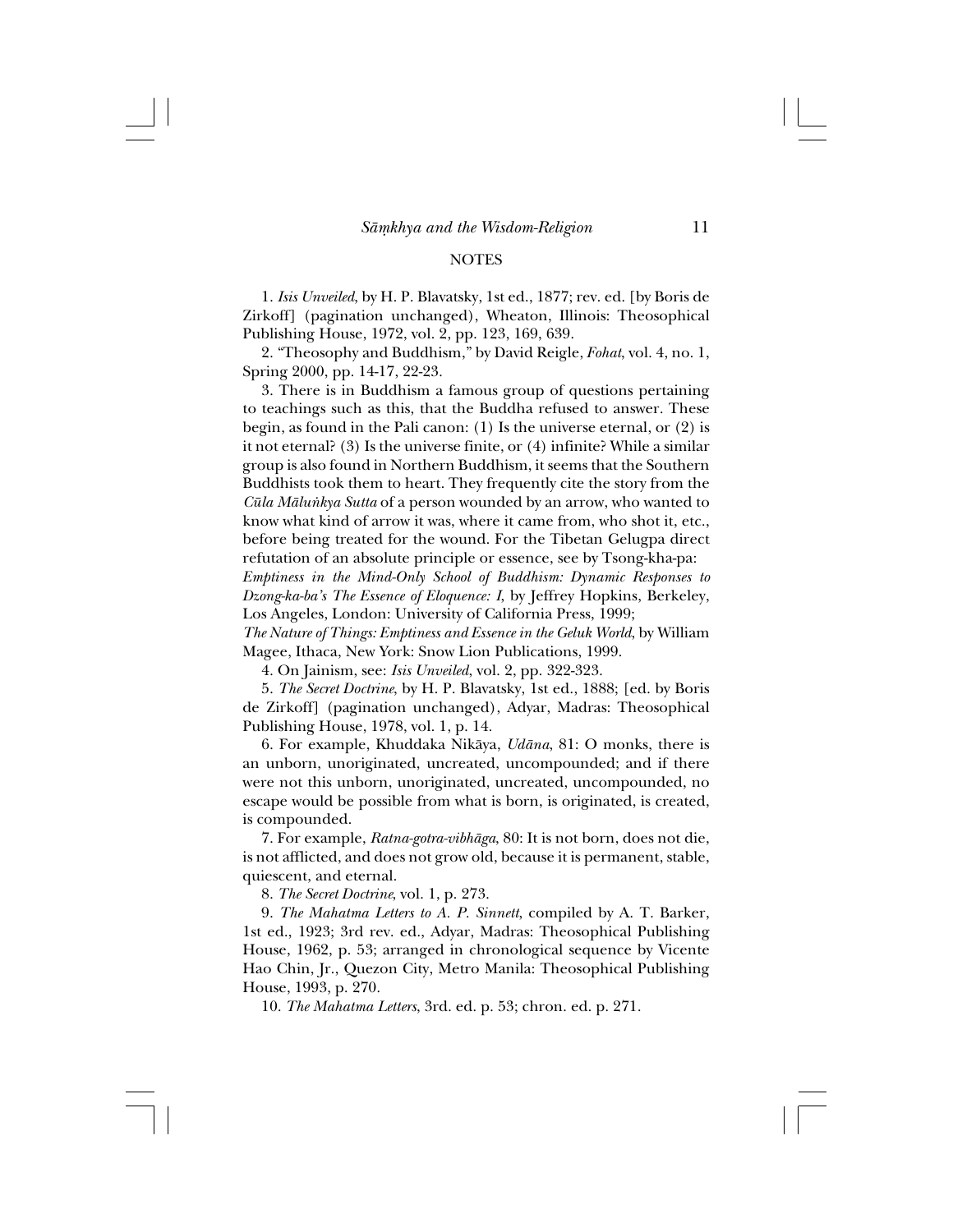## NOTES

1. *Isis Unveiled*, by H. P. Blavatsky, 1st ed., 1877; rev. ed. [by Boris de Zirkoff] (pagination unchanged), Wheaton, Illinois: Theosophical Publishing House, 1972, vol. 2, pp. 123, 169, 639.

2. "Theosophy and Buddhism," by David Reigle, *Fohat*, vol. 4, no. 1, Spring 2000, pp. 14-17, 22-23.

3. There is in Buddhism a famous group of questions pertaining to teachings such as this, that the Buddha refused to answer. These begin, as found in the Pali canon: (1) Is the universe eternal, or (2) is it not eternal? (3) Is the universe finite, or (4) infinite? While a similar group is also found in Northern Buddhism, it seems that the Southern Buddhists took them to heart. They frequently cite the story from the *Cūla Māluṅkya Sutta* of a person wounded by an arrow, who wanted to know what kind of arrow it was, where it came from, who shot it, etc., before being treated for the wound. For the Tibetan Gelugpa direct refutation of an absolute principle or essence, see by Tsong-kha-pa:
*Emptiness in the Mind-Only School of Buddhism: Dynamic Responses to Dzong-ka-ba's The Essence of Eloquence: I*, by Jeffrey Hopkins, Berkeley, Los Angeles, London: University of California Press, 1999;
*The Nature of Things: Emptiness and Essence in the Geluk World*, by William Magee, Ithaca, New York: Snow Lion Publications, 1999.

4. On Jainism, see: *Isis Unveiled*, vol. 2, pp. 322-323.

5. *The Secret Doctrine*, by H. P. Blavatsky, 1st ed., 1888; [ed. by Boris de Zirkoff] (pagination unchanged), Adyar, Madras: Theosophical Publishing House, 1978, vol. 1, p. 14.

6. For example, Khuddaka Nikāya, *Udāna*, 81: O monks, there is an unborn, unoriginated, uncreated, uncompounded; and if there were not this unborn, unoriginated, uncreated, uncompounded, no escape would be possible from what is born, is originated, is created, is compounded.

7. For example, *Ratna-gotra-vibhāga*, 80: It is not born, does not die, is not afflicted, and does not grow old, because it is permanent, stable, quiescent, and eternal.

8. *The Secret Doctrine*, vol. 1, p. 273.

9. *The Mahatma Letters to A. P. Sinnett*, compiled by A. T. Barker, 1st ed., 1923; 3rd rev. ed., Adyar, Madras: Theosophical Publishing House, 1962, p. 53; arranged in chronological sequence by Vicente Hao Chin, Jr., Quezon City, Metro Manila: Theosophical Publishing House, 1993, p. 270.

10. *The Mahatma Letters*, 3rd. ed. p. 53; chron. ed. p. 271.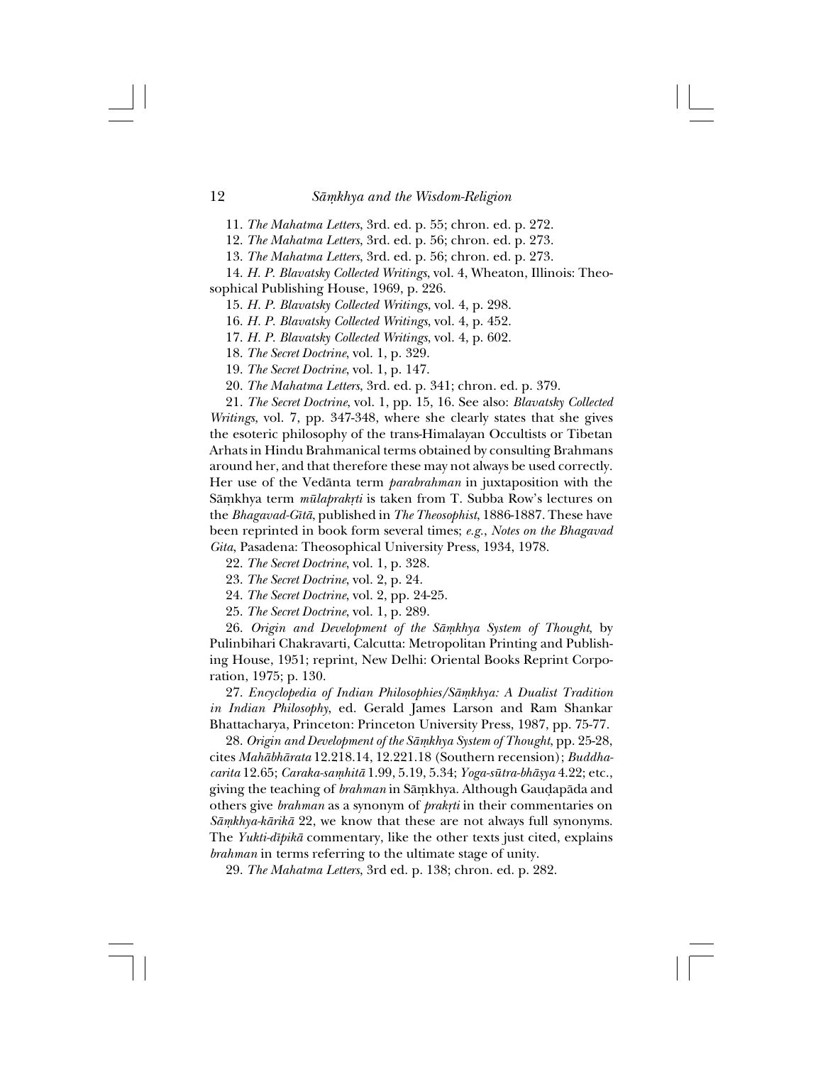11. *The Mahatma Letters*, 3rd. ed. p. 55; chron. ed. p. 272.

12. *The Mahatma Letters*, 3rd. ed. p. 56; chron. ed. p. 273.

13. *The Mahatma Letters*, 3rd. ed. p. 56; chron. ed. p. 273.

14. *H. P. Blavatsky Collected Writings*, vol. 4, Wheaton, Illinois: Theosophical Publishing House, 1969, p. 226.

15. *H. P. Blavatsky Collected Writings*, vol. 4, p. 298.

16. *H. P. Blavatsky Collected Writings*, vol. 4, p. 452.

17. *H. P. Blavatsky Collected Writings*, vol. 4, p. 602.

18. *The Secret Doctrine*, vol. 1, p. 329.

19. *The Secret Doctrine*, vol. 1, p. 147.

20. *The Mahatma Letters*, 3rd. ed. p. 341; chron. ed. p. 379.

21. *The Secret Doctrine*, vol. 1, pp. 15, 16. See also: *Blavatsky Collected Writings*, vol. 7, pp. 347-348, where she clearly states that she gives the esoteric philosophy of the trans-Himalayan Occultists or Tibetan Arhats in Hindu Brahmanical terms obtained by consulting Brahmans around her, and that therefore these may not always be used correctly. Her use of the Vedānta term *parabrahman* in juxtaposition with the Sāṃkhya term *mūlaprakṛti* is taken from T. Subba Row's lectures on the *Bhagavad-Gītā*, published in *The Theosophist*, 1886-1887. These have been reprinted in book form several times; *e.g.*, *Notes on the Bhagavad Gita*, Pasadena: Theosophical University Press, 1934, 1978.

22. *The Secret Doctrine*, vol. 1, p. 328.

23. *The Secret Doctrine*, vol. 2, p. 24.

24. *The Secret Doctrine*, vol. 2, pp. 24-25.

25. *The Secret Doctrine*, vol. 1, p. 289.

26. *Origin and Development of the Sāṃkhya System of Thought*, by Pulinbihari Chakravarti, Calcutta: Metropolitan Printing and Publishing House, 1951; reprint, New Delhi: Oriental Books Reprint Corporation, 1975; p. 130.

27. *Encyclopedia of Indian Philosophies/Sāṃkhya: A Dualist Tradition in Indian Philosophy*, ed. Gerald James Larson and Ram Shankar Bhattacharya, Princeton: Princeton University Press, 1987, pp. 75-77.

28. *Origin and Development of the Sāṃkhya System of Thought*, pp. 25-28, cites *Mahābhārata* 12.218.14, 12.221.18 (Southern recension); *Buddhacarita* 12.65; *Caraka-saṃhitā* 1.99, 5.19, 5.34; *Yoga-sūtra-bhāṣya* 4.22; etc., giving the teaching of *brahman* in Sāṃkhya. Although Gauḍapāda and others give *brahman* as a synonym of *prakṛti* in their commentaries on *Sāṃkhya-kārikā* 22, we know that these are not always full synonyms. The *Yukti-dīpikā* commentary, like the other texts just cited, explains *brahman* in terms referring to the ultimate stage of unity.

29. *The Mahatma Letters*, 3rd ed. p. 138; chron. ed. p. 282.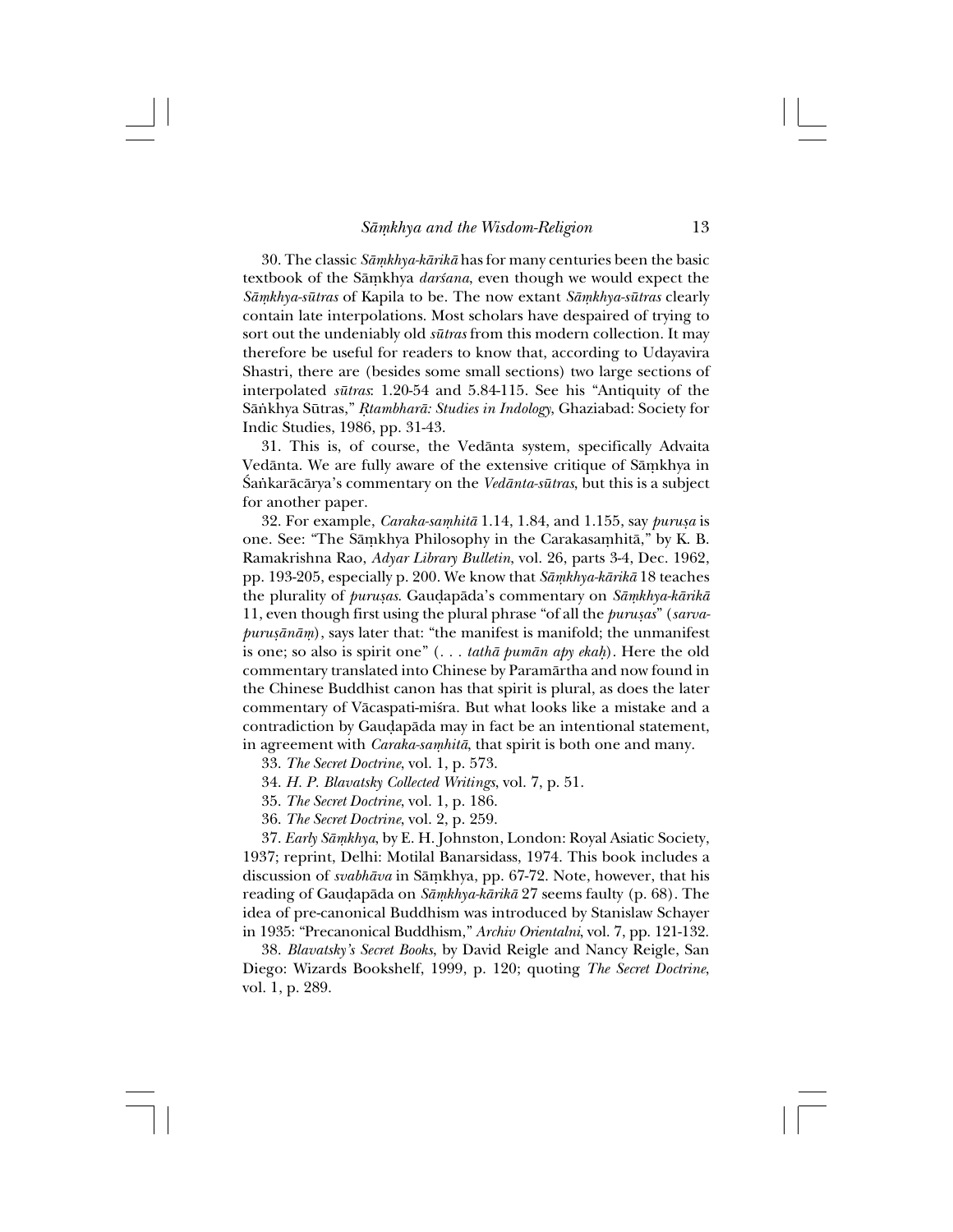30. The classic *Sāṃkhya-kārikā* has for many centuries been the basic textbook of the Sāṃkhya *darśana*, even though we would expect the *Sāṃkhya-sūtras* of Kapila to be. The now extant *Sāṃkhya-sūtras* clearly contain late interpolations. Most scholars have despaired of trying to sort out the undeniably old *sūtras* from this modern collection. It may therefore be useful for readers to know that, according to Udayavira Shastri, there are (besides some small sections) two large sections of interpolated *sūtras*: 1.20-54 and 5.84-115. See his "Antiquity of the Sāṅkhya Sūtras," *Ṛtambharā: Studies in Indology*, Ghaziabad: Society for Indic Studies, 1986, pp. 31-43.

31. This is, of course, the Vedānta system, specifically Advaita Vedānta. We are fully aware of the extensive critique of Sāṃkhya in Śaṅkarācārya's commentary on the *Vedānta-sūtras*, but this is a subject for another paper.

32. For example, *Caraka-saṃhitā* 1.14, 1.84, and 1.155, say *puruṣa* is one. See: "The Sāṃkhya Philosophy in the Carakasaṃhitā," by K. B. Ramakrishna Rao, *Adyar Library Bulletin*, vol. 26, parts 3-4, Dec. 1962, pp. 193-205, especially p. 200. We know that *Sāṃkhya-kārikā* 18 teaches the plurality of *puruṣas*. Gauḍapāda's commentary on *Sāṃkhya-kārikā* 11, even though first using the plural phrase "of all the *puruṣas*" (*sarva-puruṣānāṃ*), says later that: "the manifest is manifold; the unmanifest is one; so also is spirit one" (. . . *tathā pumān apy ekaḥ*). Here the old commentary translated into Chinese by Paramārtha and now found in the Chinese Buddhist canon has that spirit is plural, as does the later commentary of Vācaspati-miśra. But what looks like a mistake and a contradiction by Gauḍapāda may in fact be an intentional statement, in agreement with *Caraka-saṃhitā*, that spirit is both one and many.

33. *The Secret Doctrine*, vol. 1, p. 573.

34. *H. P. Blavatsky Collected Writings*, vol. 7, p. 51.

35. *The Secret Doctrine*, vol. 1, p. 186.

36. *The Secret Doctrine*, vol. 2, p. 259.

37. *Early Sāṃkhya*, by E. H. Johnston, London: Royal Asiatic Society, 1937; reprint, Delhi: Motilal Banarsidass, 1974. This book includes a discussion of *svabhāva* in Sāṃkhya, pp. 67-72. Note, however, that his reading of Gauḍapāda on *Sāṃkhya-kārikā* 27 seems faulty (p. 68). The idea of pre-canonical Buddhism was introduced by Stanislaw Schayer in 1935: "Precanonical Buddhism," *Archiv Orientalni*, vol. 7, pp. 121-132.

38. *Blavatsky's Secret Books*, by David Reigle and Nancy Reigle, San Diego: Wizards Bookshelf, 1999, p. 120; quoting *The Secret Doctrine*, vol. 1, p. 289.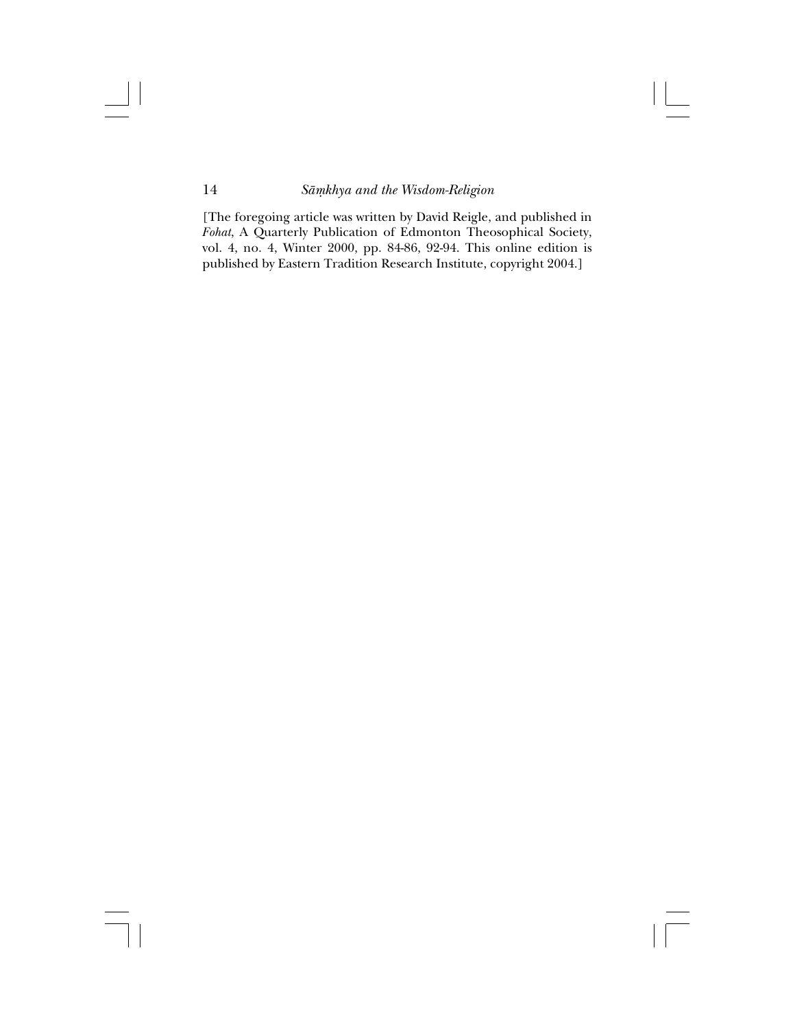[The foregoing article was written by David Reigle, and published in *Fohat*, A Quarterly Publication of Edmonton Theosophical Society, vol. 4, no. 4, Winter 2000, pp. 84-86, 92-94. This online edition is published by Eastern Tradition Research Institute, copyright 2004.]